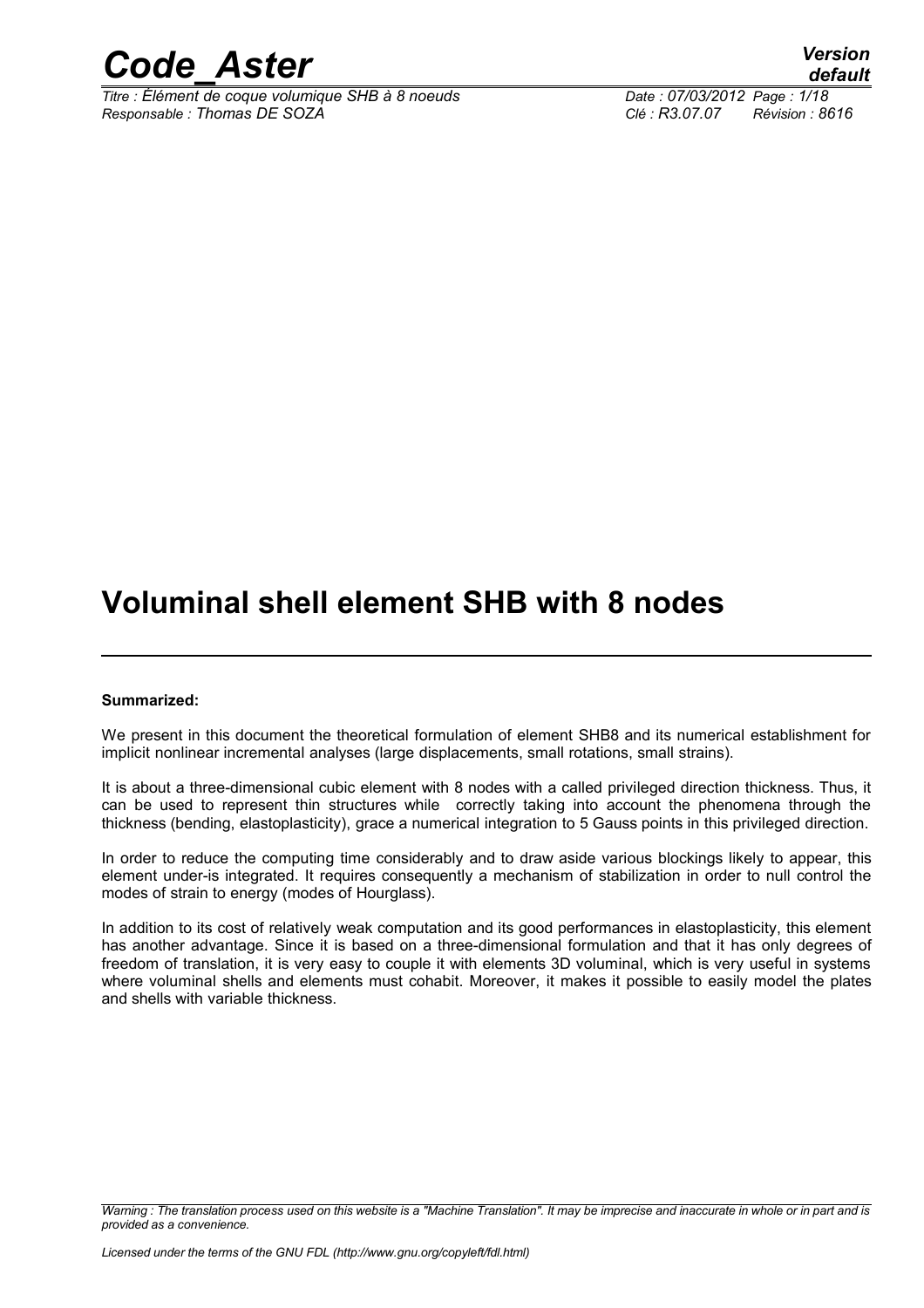# Voluminal shell element SHB with 8 nodes

**Summarized:**

We present in this document the theoretical formulation of element SHB8 and its numerical establishment for implicit nonlinear incremental analyses (large displacements, small rotations, small strains).

It is about a three-dimensional cubic element with 8 nodes with a called privileged direction thickness. Thus, it can be used to represent thin structures while correctly taking into account the phenomena through the thickness (bending, elastoplasticity), grace a numerical integration to 5 Gauss points in this privileged direction.

In order to reduce the computing time considerably and to draw aside various blockings likely to appear, this element under-is integrated. It requires consequently a mechanism of stabilization in order to null control the modes of strain to energy (modes of Hourglass).

In addition to its cost of relatively weak computation and its good performances in elastoplasticity, this element has another advantage. Since it is based on a three-dimensional formulation and that it has only degrees of freedom of translation, it is very easy to couple it with elements 3D voluminal, which is very useful in systems where voluminal shells and elements must cohabit. Moreover, it makes it possible to easily model the plates and shells with variable thickness.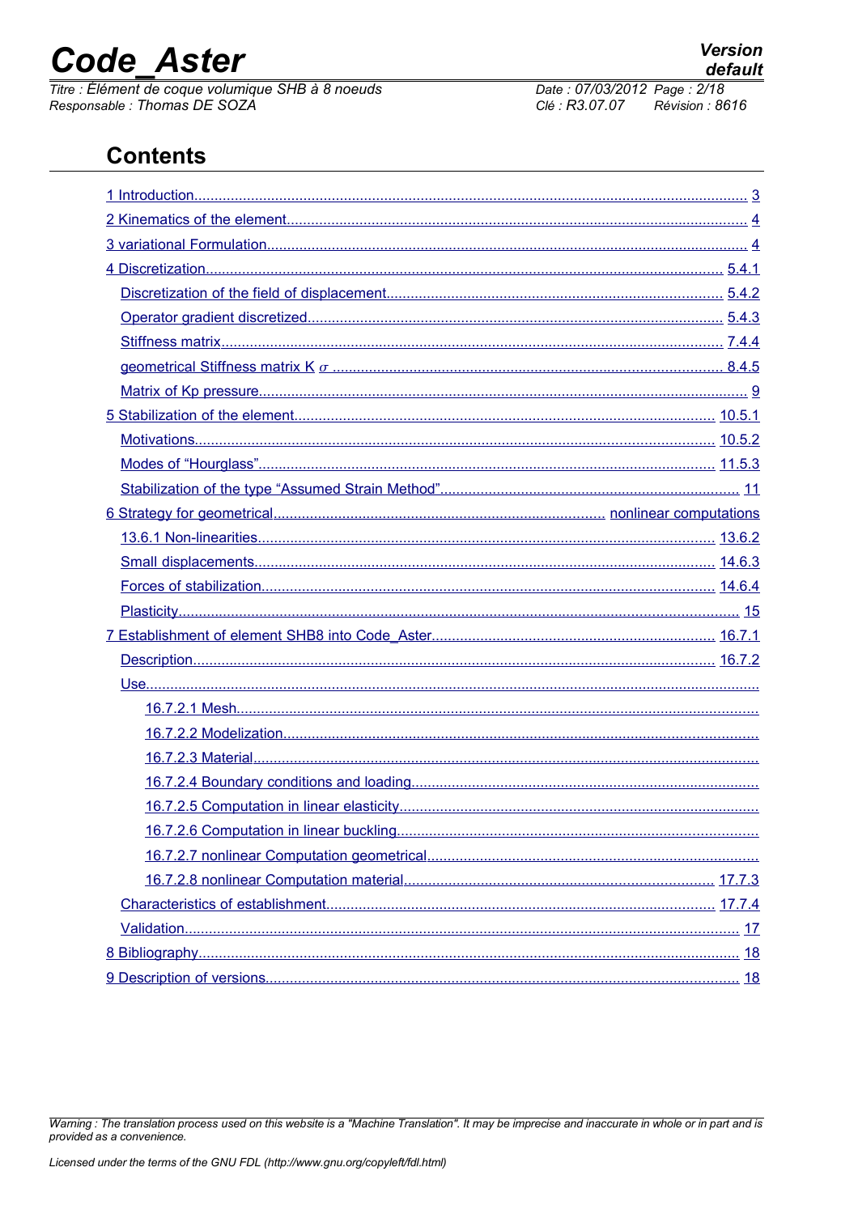## Contents

1 Introduction........................................................................................................................................ 3

2 Kinematics of the element................................................................................................................... 4

3 variational Formulation....................................................................................................................... 4

4 Discretization................................................................................................................................. 5.4.1

Discretization of the field of displacement.................................................................................. 5.4.2

Operator gradient discretized...................................................................................................... 5.4.3

Stiffness matrix............................................................................................................................ 7.4.4

geometrical Stiffness matrix K $\sigma$ ................................................................................................ 8.4.5

Matrix of Kp pressure........................................................................................................................ 9

5 Stabilization of the element......................................................................................................... 10.5.1

Motivations................................................................................................................................ 10.5.2

Modes of “Hourglass”................................................................................................................ 11.5.3

Stabilization of the type “Assumed Strain Method”......................................................................... 11

6 Strategy for geometrical................................................................................. nonlinear computations

13.6.1 Non-linearities................................................................................................................. 13.6.2

Small displacements.................................................................................................................. 14.6.3

Forces of stabilization................................................................................................................ 14.6.4

Plasticity......................................................................................................................................... 15

7 Establishment of element SHB8 into Code_Aster...................................................................... 16.7.1

Description................................................................................................................................ 16.7.2

Use.........................................................................................................................................................

16.7.2.1 Mesh.................................................................................................................................

16.7.2.2 Modelization......................................................................................................................

16.7.2.3 Material.............................................................................................................................

16.7.2.4 Boundary conditions and loading......................................................................................

16.7.2.5 Computation in linear elasticity.........................................................................................

16.7.2.6 Computation in linear buckling.........................................................................................

16.7.2.7 nonlinear Computation geometrical..................................................................................

16.7.2.8 nonlinear Computation material............................................................................ 17.7.3

Characteristics of establishment................................................................................................ 17.7.4

Validation........................................................................................................................................ 17

8 Bibliography...................................................................................................................................... 18

9 Description of versions..................................................................................................................... 18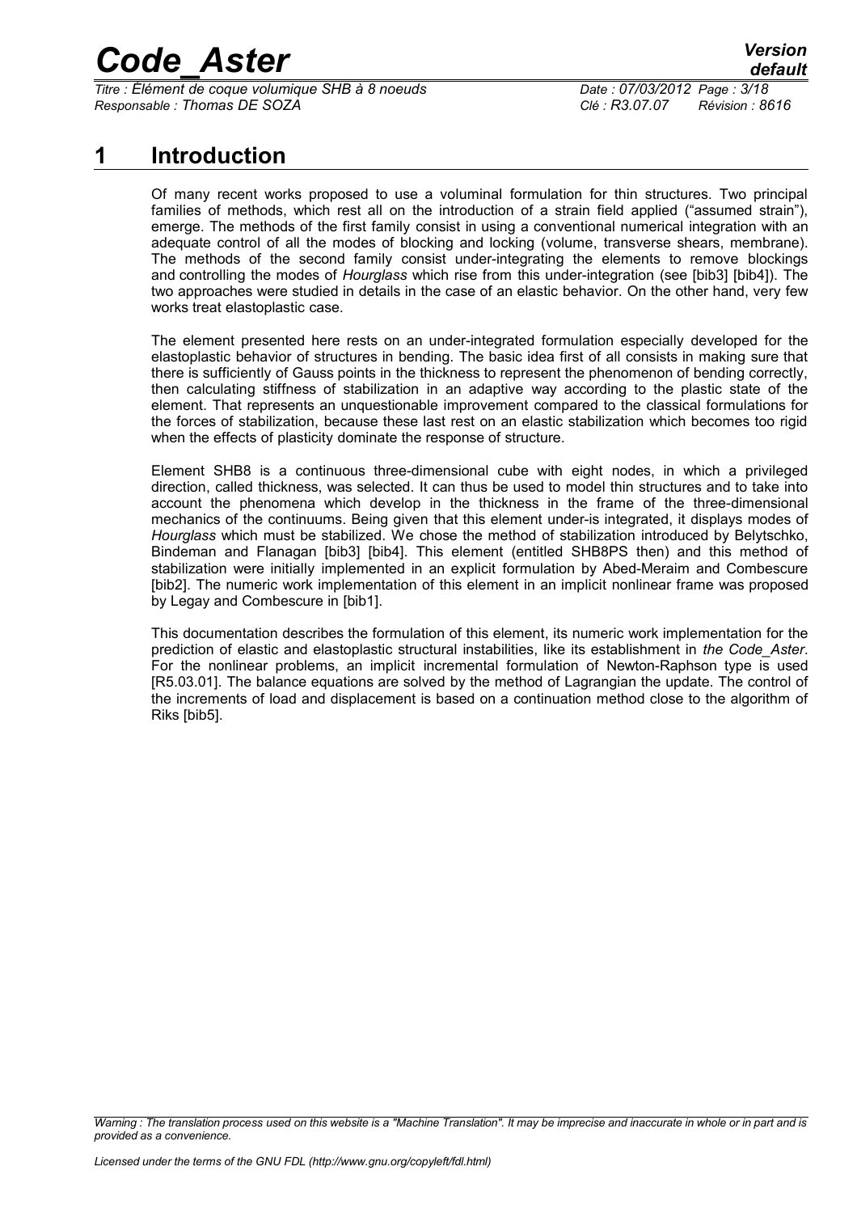# 1 Introduction

Of many recent works proposed to use a voluminal formulation for thin structures. Two principal families of methods, which rest all on the introduction of a strain field applied ("assumed strain"), emerge. The methods of the first family consist in using a conventional numerical integration with an adequate control of all the modes of blocking and locking (volume, transverse shears, membrane). The methods of the second family consist under-integrating the elements to remove blockings and controlling the modes of *Hourglass* which rise from this under-integration (see [bib3] [bib4]). The two approaches were studied in details in the case of an elastic behavior. On the other hand, very few works treat elastoplastic case.

The element presented here rests on an under-integrated formulation especially developed for the elastoplastic behavior of structures in bending. The basic idea first of all consists in making sure that there is sufficiently of Gauss points in the thickness to represent the phenomenon of bending correctly, then calculating stiffness of stabilization in an adaptive way according to the plastic state of the element. That represents an unquestionable improvement compared to the classical formulations for the forces of stabilization, because these last rest on an elastic stabilization which becomes too rigid when the effects of plasticity dominate the response of structure.

Element SHB8 is a continuous three-dimensional cube with eight nodes, in which a privileged direction, called thickness, was selected. It can thus be used to model thin structures and to take into account the phenomena which develop in the thickness in the frame of the three-dimensional mechanics of the continuums. Being given that this element under-is integrated, it displays modes of *Hourglass* which must be stabilized. We chose the method of stabilization introduced by Belytschko, Bindeman and Flanagan [bib3] [bib4]. This element (entitled SHB8PS then) and this method of stabilization were initially implemented in an explicit formulation by Abed-Meraim and Combescure [bib2]. The numeric work implementation of this element in an implicit nonlinear frame was proposed by Legay and Combescure in [bib1].

This documentation describes the formulation of this element, its numeric work implementation for the prediction of elastic and elastoplastic structural instabilities, like its establishment in *the Code_Aster*. For the nonlinear problems, an implicit incremental formulation of Newton-Raphson type is used [R5.03.01]. The balance equations are solved by the method of Lagrangian the update. The control of the increments of load and displacement is based on a continuation method close to the algorithm of Riks [bib5].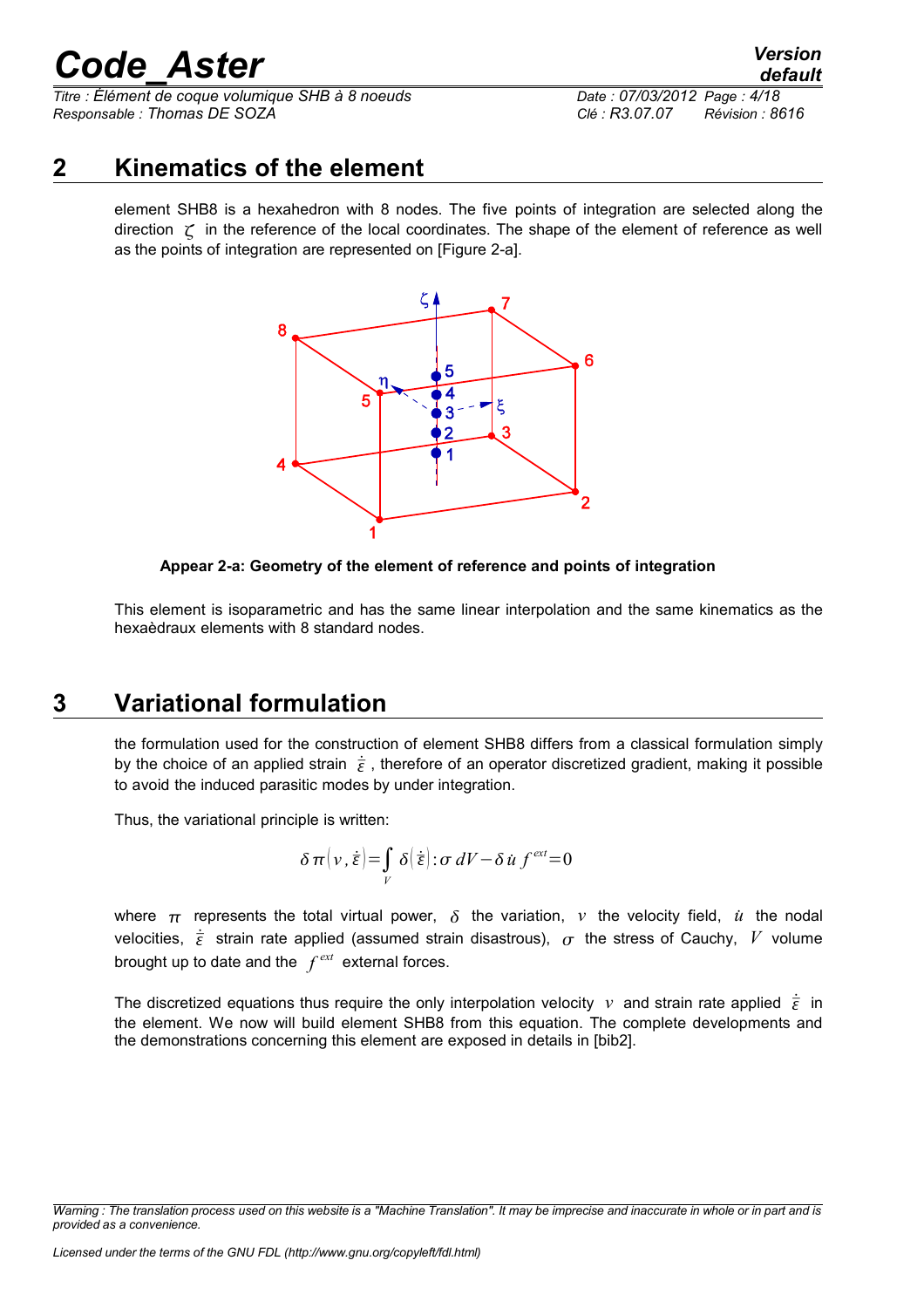## 2 Kinematics of the element

element SHB8 is a hexahedron with 8 nodes. The five points of integration are selected along the direction $\zeta$ in the reference of the local coordinates. The shape of the element of reference as well as the points of integration are represented on [Figure 2-a].

**Appear 2-a: Geometry of the element of reference and points of integration**

This element is isoparametric and has the same linear interpolation and the same kinematics as the hexaèdraux elements with 8 standard nodes.

## 3 Variational formulation

the formulation used for the construction of element SHB8 differs from a classical formulation simply by the choice of an applied strain $\dot{\bar{\varepsilon}}$, therefore of an operator discretized gradient, making it possible to avoid the induced parasitic modes by under integration.

Thus, the variational principle is written:

$$\delta\pi\left(v,\dot{\bar{\varepsilon}}\right)=\int_V \delta\left(\dot{\bar{\varepsilon}}\right):\sigma\,dV-\delta\dot{u}\,f^{ext}=0$$

where $\pi$ represents the total virtual power, $\delta$ the variation, $v$ the velocity field, $\dot{u}$ the nodal velocities, $\dot{\bar{\varepsilon}}$ strain rate applied (assumed strain disastrous), $\sigma$ the stress of Cauchy, $V$ volume brought up to date and the $f^{ext}$ external forces.

The discretized equations thus require the only interpolation velocity $v$ and strain rate applied $\dot{\bar{\varepsilon}}$ in the element. We now will build element SHB8 from this equation. The complete developments and the demonstrations concerning this element are exposed in details in [bib2].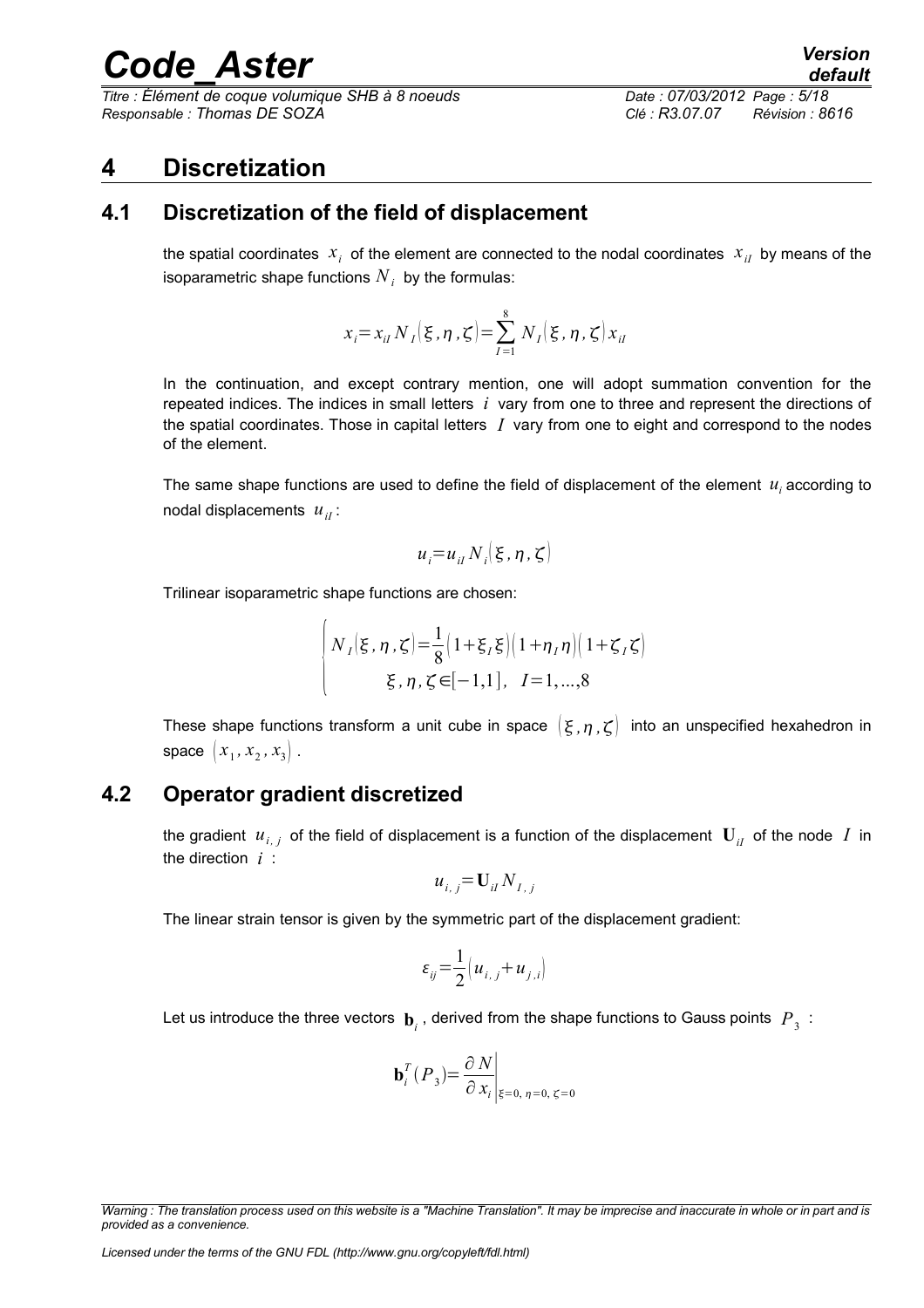# 4 Discretization

## 4.1 Discretization of the field of displacement

the spatial coordinates $x_i$ of the element are connected to the nodal coordinates $x_{iI}$ by means of the isoparametric shape functions $N_i$ by the formulas:

$$x_i = x_{iI} N_I(\xi, \eta, \zeta) = \sum_{I=1}^{8} N_I(\xi, \eta, \zeta) x_{iI}$$

In the continuation, and except contrary mention, one will adopt summation convention for the repeated indices. The indices in small letters $i$ vary from one to three and represent the directions of the spatial coordinates. Those in capital letters $I$ vary from one to eight and correspond to the nodes of the element.

The same shape functions are used to define the field of displacement of the element $u_i$ according to nodal displacements $u_{iI}$:

$$u_i = u_{iI} N_i(\xi, \eta, \zeta)$$

Trilinear isoparametric shape functions are chosen:

$$\begin{cases} N_I(\xi, \eta, \zeta) = \frac{1}{8}(1+\xi_I \xi)(1+\eta_I \eta)(1+\zeta_I \zeta) \\ \xi, \eta, \zeta \in [-1,1], \quad I=1,...,8 \end{cases}$$

These shape functions transform a unit cube in space $(\xi, \eta, \zeta)$ into an unspecified hexahedron in space $(x_1, x_2, x_3)$.

## 4.2 Operator gradient discretized

the gradient $u_{i,j}$ of the field of displacement is a function of the displacement $\mathbf{U}_{iI}$ of the node $I$ in the direction $i$ :

$$u_{i,j} = \mathbf{U}_{iI} N_{I,j}$$

The linear strain tensor is given by the symmetric part of the displacement gradient:

$$\varepsilon_{ij} = \frac{1}{2}(u_{i,j} + u_{j,i})$$

Let us introduce the three vectors $\mathbf{b}_i$, derived from the shape functions to Gauss points $P_3$ :

$$\mathbf{b}_i^T(P_3) = \left. \frac{\partial N}{\partial x_i} \right|_{\xi=0,\, \eta=0,\, \zeta=0}$$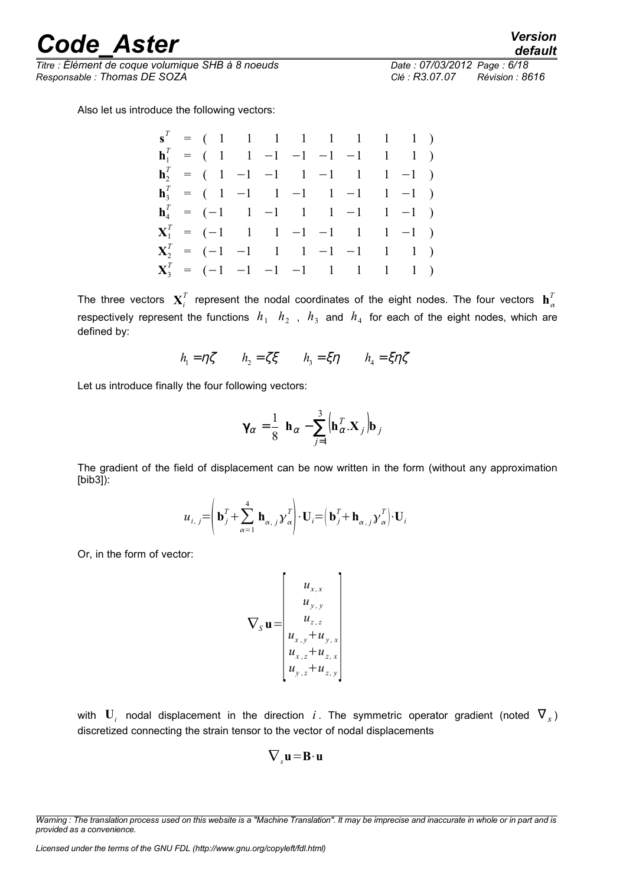Also let us introduce the following vectors:

$$
\begin{array}{lcl}
\mathbf{s}^T & = & (\ 1 \quad 1 \quad 1 \quad 1 \quad 1 \quad 1 \quad 1 \quad 1\ ) \\
\mathbf{h}_1^T & = & (\ 1 \quad 1 \quad -1 \quad -1 \quad -1 \quad -1 \quad 1 \quad 1\ ) \\
\mathbf{h}_2^T & = & (\ 1 \quad -1 \quad -1 \quad 1 \quad -1 \quad 1 \quad 1 \quad -1\ ) \\
\mathbf{h}_3^T & = & (\ 1 \quad -1 \quad 1 \quad -1 \quad 1 \quad -1 \quad 1 \quad -1\ ) \\
\mathbf{h}_4^T & = & (-1 \quad 1 \quad -1 \quad 1 \quad 1 \quad -1 \quad 1 \quad -1\ ) \\
\mathbf{X}_1^T & = & (-1 \quad 1 \quad 1 \quad -1 \quad -1 \quad 1 \quad 1 \quad -1\ ) \\
\mathbf{X}_2^T & = & (-1 \quad -1 \quad 1 \quad 1 \quad -1 \quad -1 \quad 1 \quad 1\ ) \\
\mathbf{X}_3^T & = & (-1 \quad -1 \quad -1 \quad -1 \quad 1 \quad 1 \quad 1 \quad 1\ )
\end{array}
$$

The three vectors $\mathbf{X}_i^T$ represent the nodal coordinates of the eight nodes. The four vectors $\mathbf{h}_\alpha^T$ respectively represent the functions $h_1$ $h_2$ , $h_3$ and $h_4$ for each of the eight nodes, which are defined by:

$$
h_1 = \eta\zeta \qquad h_2 = \zeta\xi \qquad h_3 = \xi\eta \qquad h_4 = \xi\eta\zeta
$$

Let us introduce finally the four following vectors:

$$
\boldsymbol{\gamma}_\alpha = \frac{1}{8}\left[\mathbf{h}_\alpha - \sum_{j=1}^{3}\left(\mathbf{h}_\alpha^T . \mathbf{X}_j\right)\mathbf{b}_j\right]
$$

The gradient of the field of displacement can be now written in the form (without any approximation [bib3]):

$$
u_{i,j} = \left(\mathbf{b}_j^T + \sum_{\alpha=1}^{4} \mathbf{h}_{\alpha,j}\gamma_\alpha^T\right)\cdot\mathbf{U}_i = \left(\mathbf{b}_j^T + \mathbf{h}_{\alpha,j}\gamma_\alpha^T\right)\cdot\mathbf{U}_i
$$

Or, in the form of vector:

$$
\nabla_S \mathbf{u} = \begin{bmatrix} u_{x,x} \\ u_{y,y} \\ u_{z,z} \\ u_{x,y}+u_{y,x} \\ u_{x,z}+u_{z,x} \\ u_{y,z}+u_{z,y} \end{bmatrix}
$$

with $\mathbf{U}_i$ nodal displacement in the direction $i$. The symmetric operator gradient (noted $\nabla_s$) discretized connecting the strain tensor to the vector of nodal displacements

$$
\nabla_s \mathbf{u} = \mathbf{B}\cdot\mathbf{u}
$$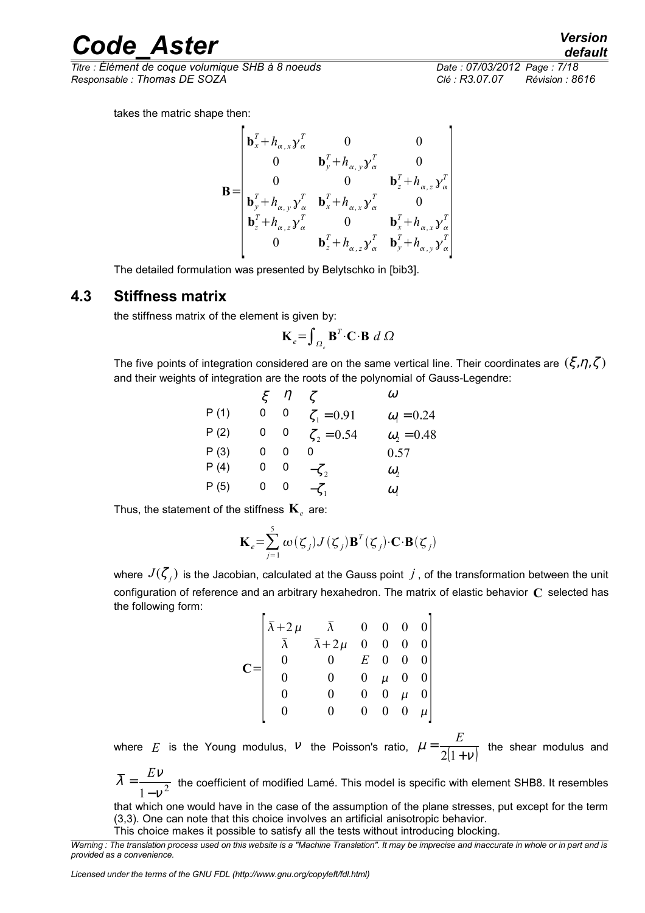takes the matric shape then:

$$\mathbf{B}=\begin{bmatrix} \mathbf{b}_x^T+h_{\alpha,x}\gamma_\alpha^T & 0 & 0 \\ 0 & \mathbf{b}_y^T+h_{\alpha,y}\gamma_\alpha^T & 0 \\ 0 & 0 & \mathbf{b}_z^T+h_{\alpha,z}\gamma_\alpha^T \\ \mathbf{b}_y^T+h_{\alpha,y}\gamma_\alpha^T & \mathbf{b}_x^T+h_{\alpha,x}\gamma_\alpha^T & 0 \\ \mathbf{b}_z^T+h_{\alpha,z}\gamma_\alpha^T & 0 & \mathbf{b}_x^T+h_{\alpha,x}\gamma_\alpha^T \\ 0 & \mathbf{b}_z^T+h_{\alpha,z}\gamma_\alpha^T & \mathbf{b}_y^T+h_{\alpha,y}\gamma_\alpha^T \end{bmatrix}$$

The detailed formulation was presented by Belytschko in [bib3].

## 4.3 Stiffness matrix

the stiffness matrix of the element is given by:

$$\mathbf{K}_e=\int_{\Omega_e}\mathbf{B}^T\cdot\mathbf{C}\cdot\mathbf{B}\ d\,\Omega$$

The five points of integration considered are on the same vertical line. Their coordinates are $(\xi,\eta,\zeta)$ and their weights of integration are the roots of the polynomial of Gauss-Legendre:

| | $\xi$ | $\eta$ | $\zeta$ | $\omega$ |
|---|---|---|---|---|
| P (1) | 0 | 0 | $\zeta_1=0.91$ | $\omega_1=0.24$ |
| P (2) | 0 | 0 | $\zeta_2=0.54$ | $\omega_2=0.48$ |
| P (3) | 0 | 0 | 0 | 0.57 |
| P (4) | 0 | 0 | $-\zeta_2$ | $\omega_2$ |
| P (5) | 0 | 0 | $-\zeta_1$ | $\omega_1$ |

Thus, the statement of the stiffness $\mathbf{K}_e$ are:

$$\mathbf{K}_e=\sum_{j=1}^{5}\omega(\zeta_j)J(\zeta_j)\mathbf{B}^T(\zeta_j)\cdot\mathbf{C}\cdot\mathbf{B}(\zeta_j)$$

where $J(\zeta_j)$ is the Jacobian, calculated at the Gauss point $j$, of the transformation between the unit configuration of reference and an arbitrary hexahedron. The matrix of elastic behavior $\mathbf{C}$ selected has the following form:

$$\mathbf{C}=\begin{bmatrix} \bar{\lambda}+2\mu & \bar{\lambda} & 0 & 0 & 0 & 0 \\ \bar{\lambda} & \bar{\lambda}+2\mu & 0 & 0 & 0 & 0 \\ 0 & 0 & E & 0 & 0 & 0 \\ 0 & 0 & 0 & \mu & 0 & 0 \\ 0 & 0 & 0 & 0 & \mu & 0 \\ 0 & 0 & 0 & 0 & 0 & \mu \end{bmatrix}$$

where $E$ is the Young modulus, $\nu$ the Poisson's ratio, $\mu=\dfrac{E}{2(1+\nu)}$ the shear modulus and $\bar{\lambda}=\dfrac{E\nu}{1-\nu^2}$ the coefficient of modified Lamé. This model is specific with element SHB8. It resembles that which one would have in the case of the assumption of the plane stresses, put except for the term (3,3). One can note that this choice involves an artificial anisotropic behavior.
This choice makes it possible to satisfy all the tests without introducing blocking.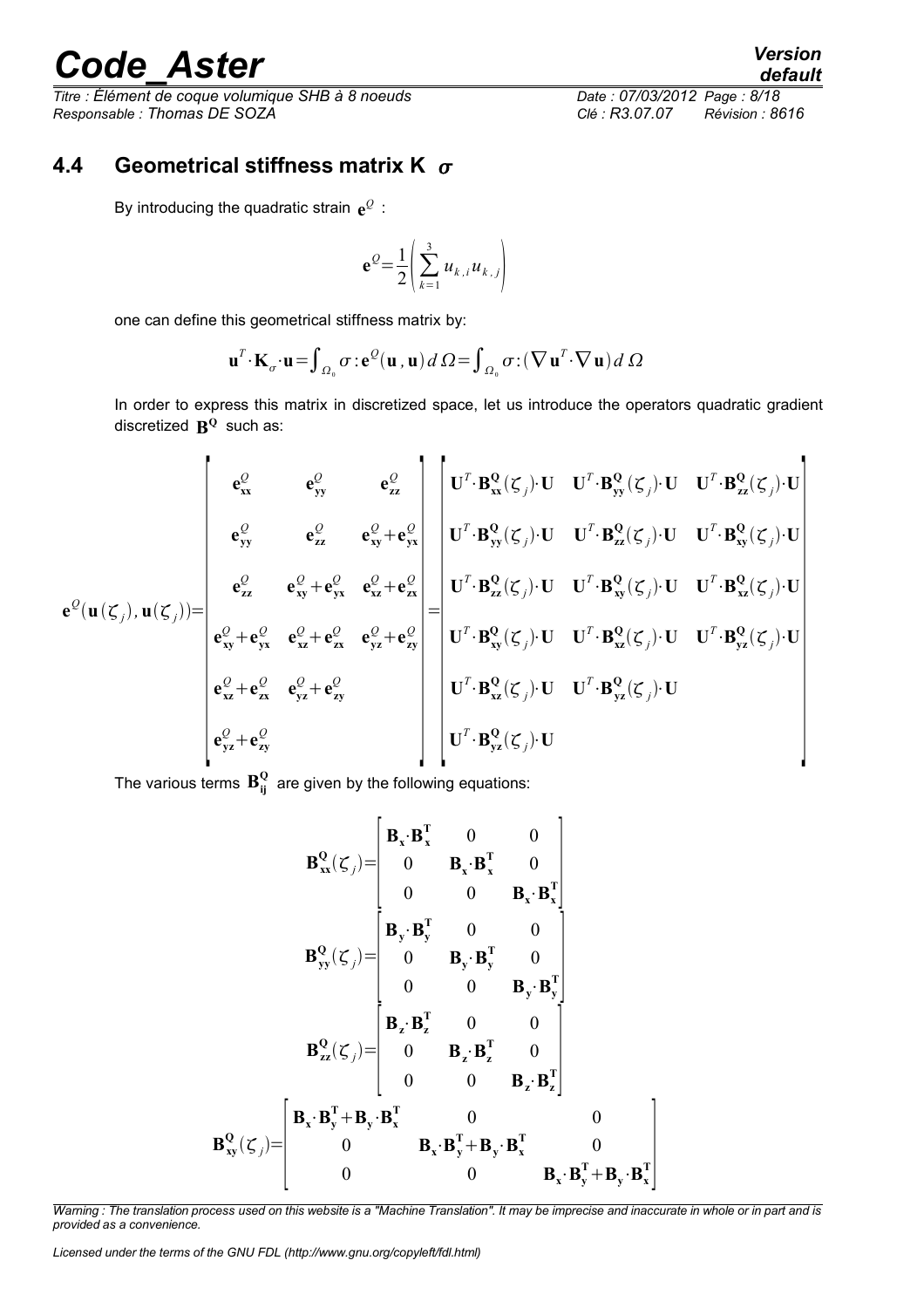## 4.4 Geometrical stiffness matrix $\mathbf{K}_\sigma$

By introducing the quadratic strain $\mathbf{e}^Q$ :

$$\mathbf{e}^Q = \frac{1}{2}\left(\sum_{k=1}^{3} u_{k,i} u_{k,j}\right)$$

one can define this geometrical stiffness matrix by:

$$\mathbf{u}^T \cdot \mathbf{K}_\sigma \cdot \mathbf{u} = \int_{\Omega_0} \sigma : \mathbf{e}^Q(\mathbf{u}, \mathbf{u})\, d\Omega = \int_{\Omega_0} \sigma : (\nabla \mathbf{u}^T \cdot \nabla \mathbf{u})\, d\Omega$$

In order to express this matrix in discretized space, let us introduce the operators quadratic gradient discretized $\mathbf{B^Q}$ such as:

$$\mathbf{e}^Q(\mathbf{u}(\zeta_j), \mathbf{u}(\zeta_j)) = \begin{bmatrix} \mathbf{e}^Q_{\mathbf{xx}} & \mathbf{e}^Q_{\mathbf{yy}} & \mathbf{e}^Q_{\mathbf{zz}} \\ \mathbf{e}^Q_{\mathbf{yy}} & \mathbf{e}^Q_{\mathbf{zz}} & \mathbf{e}^Q_{\mathbf{xy}} + \mathbf{e}^Q_{\mathbf{yx}} \\ \mathbf{e}^Q_{\mathbf{zz}} & \mathbf{e}^Q_{\mathbf{xy}} + \mathbf{e}^Q_{\mathbf{yx}} & \mathbf{e}^Q_{\mathbf{xz}} + \mathbf{e}^Q_{\mathbf{zx}} \\ \mathbf{e}^Q_{\mathbf{xy}} + \mathbf{e}^Q_{\mathbf{yx}} & \mathbf{e}^Q_{\mathbf{xz}} + \mathbf{e}^Q_{\mathbf{zx}} & \mathbf{e}^Q_{\mathbf{yz}} + \mathbf{e}^Q_{\mathbf{zy}} \\ \mathbf{e}^Q_{\mathbf{xz}} + \mathbf{e}^Q_{\mathbf{zx}} & \mathbf{e}^Q_{\mathbf{yz}} + \mathbf{e}^Q_{\mathbf{zy}} & \\ \mathbf{e}^Q_{\mathbf{yz}} + \mathbf{e}^Q_{\mathbf{zy}} & & \end{bmatrix} = \begin{bmatrix} \mathbf{U}^T \cdot \mathbf{B^Q_{xx}}(\zeta_j) \cdot \mathbf{U} & \mathbf{U}^T \cdot \mathbf{B^Q_{yy}}(\zeta_j) \cdot \mathbf{U} & \mathbf{U}^T \cdot \mathbf{B^Q_{zz}}(\zeta_j) \cdot \mathbf{U} \\ \mathbf{U}^T \cdot \mathbf{B^Q_{yy}}(\zeta_j) \cdot \mathbf{U} & \mathbf{U}^T \cdot \mathbf{B^Q_{zz}}(\zeta_j) \cdot \mathbf{U} & \mathbf{U}^T \cdot \mathbf{B^Q_{xy}}(\zeta_j) \cdot \mathbf{U} \\ \mathbf{U}^T \cdot \mathbf{B^Q_{zz}}(\zeta_j) \cdot \mathbf{U} & \mathbf{U}^T \cdot \mathbf{B^Q_{xy}}(\zeta_j) \cdot \mathbf{U} & \mathbf{U}^T \cdot \mathbf{B^Q_{xz}}(\zeta_j) \cdot \mathbf{U} \\ \mathbf{U}^T \cdot \mathbf{B^Q_{xy}}(\zeta_j) \cdot \mathbf{U} & \mathbf{U}^T \cdot \mathbf{B^Q_{xz}}(\zeta_j) \cdot \mathbf{U} & \mathbf{U}^T \cdot \mathbf{B^Q_{yz}}(\zeta_j) \cdot \mathbf{U} \\ \mathbf{U}^T \cdot \mathbf{B^Q_{xz}}(\zeta_j) \cdot \mathbf{U} & \mathbf{U}^T \cdot \mathbf{B^Q_{yz}}(\zeta_j) \cdot \mathbf{U} & \\ \mathbf{U}^T \cdot \mathbf{B^Q_{yz}}(\zeta_j) \cdot \mathbf{U} & & \end{bmatrix}$$

The various terms $\mathbf{B^Q_{ij}}$ are given by the following equations:

$$\mathbf{B^Q_{xx}}(\zeta_j) = \begin{bmatrix} \mathbf{B_x} \cdot \mathbf{B_x^T} & 0 & 0 \\ 0 & \mathbf{B_x} \cdot \mathbf{B_x^T} & 0 \\ 0 & 0 & \mathbf{B_x} \cdot \mathbf{B_x^T} \end{bmatrix}$$

$$\mathbf{B^Q_{yy}}(\zeta_j) = \begin{bmatrix} \mathbf{B_y} \cdot \mathbf{B_y^T} & 0 & 0 \\ 0 & \mathbf{B_y} \cdot \mathbf{B_y^T} & 0 \\ 0 & 0 & \mathbf{B_y} \cdot \mathbf{B_y^T} \end{bmatrix}$$

$$\mathbf{B^Q_{zz}}(\zeta_j) = \begin{bmatrix} \mathbf{B_z} \cdot \mathbf{B_z^T} & 0 & 0 \\ 0 & \mathbf{B_z} \cdot \mathbf{B_z^T} & 0 \\ 0 & 0 & \mathbf{B_z} \cdot \mathbf{B_z^T} \end{bmatrix}$$

$$\mathbf{B^Q_{xy}}(\zeta_j) = \begin{bmatrix} \mathbf{B_x} \cdot \mathbf{B_y^T} + \mathbf{B_y} \cdot \mathbf{B_x^T} & 0 & 0 \\ 0 & \mathbf{B_x} \cdot \mathbf{B_y^T} + \mathbf{B_y} \cdot \mathbf{B_x^T} & 0 \\ 0 & 0 & \mathbf{B_x} \cdot \mathbf{B_y^T} + \mathbf{B_y} \cdot \mathbf{B_x^T} \end{bmatrix}$$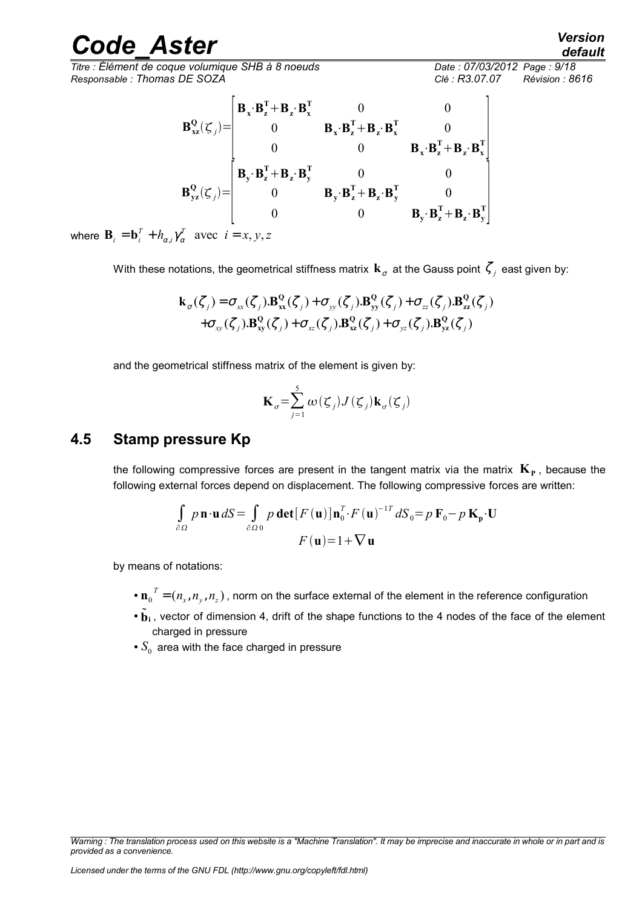$$\mathbf{B}_{\mathbf{xz}}^{\mathbf{Q}}(\zeta_j)=\begin{bmatrix}\mathbf{B_x}\cdot\mathbf{B_z^T}+\mathbf{B_z}\cdot\mathbf{B_x^T} & 0 & 0\\ 0 & \mathbf{B_x}\cdot\mathbf{B_z^T}+\mathbf{B_z}\cdot\mathbf{B_x^T} & 0\\ 0 & 0 & \mathbf{B_x}\cdot\mathbf{B_z^T}+\mathbf{B_z}\cdot\mathbf{B_x^T}\end{bmatrix}$$

$$\mathbf{B}_{\mathbf{yz}}^{\mathbf{Q}}(\zeta_j)=\begin{bmatrix}\mathbf{B_y}\cdot\mathbf{B_z^T}+\mathbf{B_z}\cdot\mathbf{B_y^T} & 0 & 0\\ 0 & \mathbf{B_y}\cdot\mathbf{B_z^T}+\mathbf{B_z}\cdot\mathbf{B_y^T} & 0\\ 0 & 0 & \mathbf{B_y}\cdot\mathbf{B_z^T}+\mathbf{B_z}\cdot\mathbf{B_y^T}\end{bmatrix}$$

where $\mathbf{B}_i=\mathbf{b}_i^T+h_{\alpha,i}\gamma_\alpha^T$ avec $i=x,y,z$

With these notations, the geometrical stiffness matrix $\mathbf{k}_\sigma$ at the Gauss point $\zeta_j$ east given by:

$$\mathbf{k}_\sigma(\zeta_j)=\sigma_{xx}(\zeta_j).\mathbf{B}_{\mathbf{xx}}^{\mathbf{Q}}(\zeta_j)+\sigma_{yy}(\zeta_j).\mathbf{B}_{\mathbf{yy}}^{\mathbf{Q}}(\zeta_j)+\sigma_{zz}(\zeta_j).\mathbf{B}_{\mathbf{zz}}^{\mathbf{Q}}(\zeta_j)$$
$$+\sigma_{xy}(\zeta_j).\mathbf{B}_{\mathbf{xy}}^{\mathbf{Q}}(\zeta_j)+\sigma_{xz}(\zeta_j).\mathbf{B}_{\mathbf{xz}}^{\mathbf{Q}}(\zeta_j)+\sigma_{yz}(\zeta_j).\mathbf{B}_{\mathbf{yz}}^{\mathbf{Q}}(\zeta_j)$$

and the geometrical stiffness matrix of the element is given by:

$$\mathbf{K}_\sigma=\sum_{j=1}^{5}\omega(\zeta_j)J(\zeta_j)\mathbf{k}_\sigma(\zeta_j)$$

## 4.5 Stamp pressure Kp

the following compressive forces are present in the tangent matrix via the matrix $\mathbf{K_p}$, because the following external forces depend on displacement. The following compressive forces are written:

$$\int_{\partial\Omega} p\,\mathbf{n}\cdot\mathbf{u}\,dS=\int_{\partial\Omega 0} p\,\mathbf{det}[F(\mathbf{u})]\mathbf{n}_0^T\cdot F(\mathbf{u})^{-1T}\,dS_0=p\,\mathbf{F}_0-p\,\mathbf{K_p}\cdot\mathbf{U}$$
$$F(\mathbf{u})=1+\nabla\mathbf{u}$$

by means of notations:

- $\mathbf{n}_0{}^T=(n_x,n_y,n_z)$, norm on the surface external of the element in the reference configuration
- $\tilde{\mathbf{b}}_\mathbf{i}$, vector of dimension 4, drift of the shape functions to the 4 nodes of the face of the element charged in pressure
- $S_0$ area with the face charged in pressure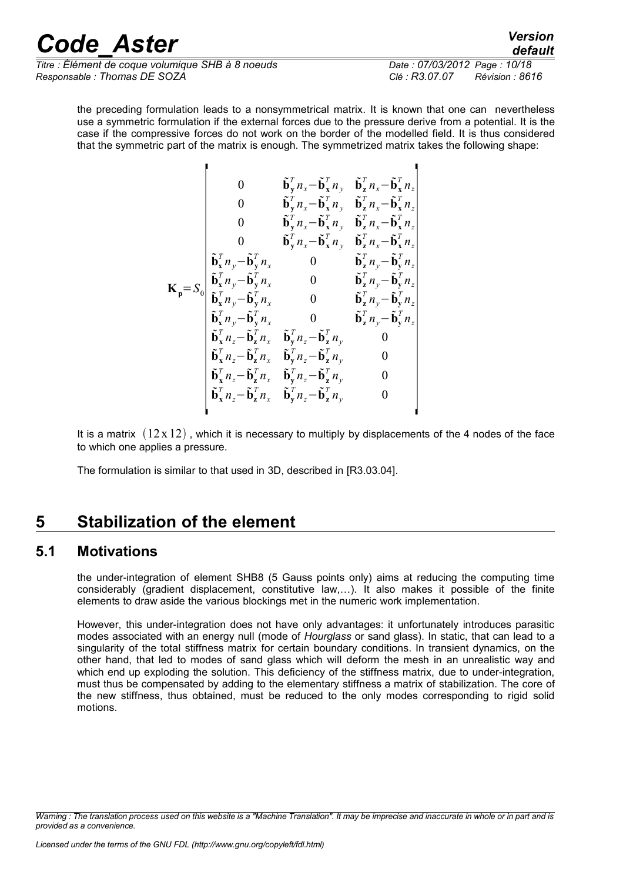the preceding formulation leads to a nonsymmetrical matrix. It is known that one can nevertheless use a symmetric formulation if the external forces due to the pressure derive from a potential. It is the case if the compressive forces do not work on the border of the modelled field. It is thus considered that the symmetric part of the matrix is enough. The symmetrized matrix takes the following shape:

$$
\mathbf{K_p} = S_0 \begin{bmatrix}
0 & \tilde{\mathbf{b}}_{\mathbf{y}}^T n_x - \tilde{\mathbf{b}}_{\mathbf{x}}^T n_y & \tilde{\mathbf{b}}_{\mathbf{z}}^T n_x - \tilde{\mathbf{b}}_{\mathbf{x}}^T n_z \\
0 & \tilde{\mathbf{b}}_{\mathbf{y}}^T n_x - \tilde{\mathbf{b}}_{\mathbf{x}}^T n_y & \tilde{\mathbf{b}}_{\mathbf{z}}^T n_x - \tilde{\mathbf{b}}_{\mathbf{x}}^T n_z \\
0 & \tilde{\mathbf{b}}_{\mathbf{y}}^T n_x - \tilde{\mathbf{b}}_{\mathbf{x}}^T n_y & \tilde{\mathbf{b}}_{\mathbf{z}}^T n_x - \tilde{\mathbf{b}}_{\mathbf{x}}^T n_z \\
0 & \tilde{\mathbf{b}}_{\mathbf{y}}^T n_x - \tilde{\mathbf{b}}_{\mathbf{x}}^T n_y & \tilde{\mathbf{b}}_{\mathbf{z}}^T n_x - \tilde{\mathbf{b}}_{\mathbf{x}}^T n_z \\
\tilde{\mathbf{b}}_{\mathbf{x}}^T n_y - \tilde{\mathbf{b}}_{\mathbf{y}}^T n_x & 0 & \tilde{\mathbf{b}}_{\mathbf{z}}^T n_y - \tilde{\mathbf{b}}_{\mathbf{y}}^T n_z \\
\tilde{\mathbf{b}}_{\mathbf{x}}^T n_y - \tilde{\mathbf{b}}_{\mathbf{y}}^T n_x & 0 & \tilde{\mathbf{b}}_{\mathbf{z}}^T n_y - \tilde{\mathbf{b}}_{\mathbf{y}}^T n_z \\
\tilde{\mathbf{b}}_{\mathbf{x}}^T n_y - \tilde{\mathbf{b}}_{\mathbf{y}}^T n_x & 0 & \tilde{\mathbf{b}}_{\mathbf{z}}^T n_y - \tilde{\mathbf{b}}_{\mathbf{y}}^T n_z \\
\tilde{\mathbf{b}}_{\mathbf{x}}^T n_y - \tilde{\mathbf{b}}_{\mathbf{y}}^T n_x & 0 & \tilde{\mathbf{b}}_{\mathbf{z}}^T n_y - \tilde{\mathbf{b}}_{\mathbf{y}}^T n_z \\
\tilde{\mathbf{b}}_{\mathbf{x}}^T n_z - \tilde{\mathbf{b}}_{\mathbf{z}}^T n_x & \tilde{\mathbf{b}}_{\mathbf{y}}^T n_z - \tilde{\mathbf{b}}_{\mathbf{z}}^T n_y & 0 \\
\tilde{\mathbf{b}}_{\mathbf{x}}^T n_z - \tilde{\mathbf{b}}_{\mathbf{z}}^T n_x & \tilde{\mathbf{b}}_{\mathbf{y}}^T n_z - \tilde{\mathbf{b}}_{\mathbf{z}}^T n_y & 0 \\
\tilde{\mathbf{b}}_{\mathbf{x}}^T n_z - \tilde{\mathbf{b}}_{\mathbf{z}}^T n_x & \tilde{\mathbf{b}}_{\mathbf{y}}^T n_z - \tilde{\mathbf{b}}_{\mathbf{z}}^T n_y & 0 \\
\tilde{\mathbf{b}}_{\mathbf{x}}^T n_z - \tilde{\mathbf{b}}_{\mathbf{z}}^T n_x & \tilde{\mathbf{b}}_{\mathbf{y}}^T n_z - \tilde{\mathbf{b}}_{\mathbf{z}}^T n_y & 0
\end{bmatrix}
$$

It is a matrix $(12 \times 12)$, which it is necessary to multiply by displacements of the 4 nodes of the face to which one applies a pressure.

The formulation is similar to that used in 3D, described in [R3.03.04].

# 5 Stabilization of the element

## 5.1 Motivations

the under-integration of element SHB8 (5 Gauss points only) aims at reducing the computing time considerably (gradient displacement, constitutive law,…). It also makes it possible of the finite elements to draw aside the various blockings met in the numeric work implementation.

However, this under-integration does not have only advantages: it unfortunately introduces parasitic modes associated with an energy null (mode of *Hourglass* or sand glass). In static, that can lead to a singularity of the total stiffness matrix for certain boundary conditions. In transient dynamics, on the other hand, that led to modes of sand glass which will deform the mesh in an unrealistic way and which end up exploding the solution. This deficiency of the stiffness matrix, due to under-integration, must thus be compensated by adding to the elementary stiffness a matrix of stabilization. The core of the new stiffness, thus obtained, must be reduced to the only modes corresponding to rigid solid motions.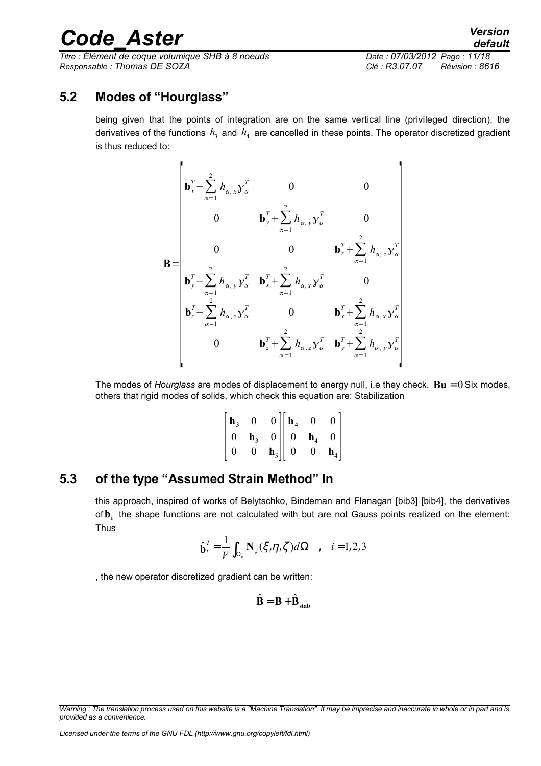## 5.2 Modes of "Hourglass"

being given that the points of integration are on the same vertical line (privileged direction), the derivatives of the functions $h_3$ and $h_4$ are cancelled in these points. The operator discretized gradient is thus reduced to:

$$
\mathbf{B} = \begin{bmatrix}
\mathbf{b}_x^T + \sum_{\alpha=1}^{2} h_{\alpha,x} \gamma_\alpha^T & 0 & 0 \\
0 & \mathbf{b}_y^T + \sum_{\alpha=1}^{2} h_{\alpha,y} \gamma_\alpha^T & 0 \\
0 & 0 & \mathbf{b}_z^T + \sum_{\alpha=1}^{2} h_{\alpha,z} \gamma_\alpha^T \\
\mathbf{b}_y^T + \sum_{\alpha=1}^{2} h_{\alpha,y} \gamma_\alpha^T & \mathbf{b}_x^T + \sum_{\alpha=1}^{2} h_{\alpha,x} \gamma_\alpha^T & 0 \\
\mathbf{b}_z^T + \sum_{\alpha=1}^{2} h_{\alpha,z} \gamma_\alpha^T & 0 & \mathbf{b}_x^T + \sum_{\alpha=1}^{2} h_{\alpha,x} \gamma_\alpha^T \\
0 & \mathbf{b}_z^T + \sum_{\alpha=1}^{2} h_{\alpha,z} \gamma_\alpha^T & \mathbf{b}_y^T + \sum_{\alpha=1}^{2} h_{\alpha,y} \gamma_\alpha^T
\end{bmatrix}
$$

The modes of *Hourglass* are modes of displacement to energy null, i.e they check. $\mathbf{Bu}=0$ Six modes, others that rigid modes of solids, which check this equation are: Stabilization

$$
\begin{bmatrix}
\mathbf{h}_3 & 0 & 0 \\
0 & \mathbf{h}_3 & 0 \\
0 & 0 & \mathbf{h}_3
\end{bmatrix}
\begin{bmatrix}
\mathbf{h}_4 & 0 & 0 \\
0 & \mathbf{h}_4 & 0 \\
0 & 0 & \mathbf{h}_4
\end{bmatrix}
$$

## 5.3 of the type "Assumed Strain Method" In

this approach, inspired of works of Belytschko, Bindeman and Flanagan [bib3] [bib4], the derivatives of $\mathbf{b}_\mathbf{i}$ the shape functions are not calculated with but are not Gauss points realized on the element: Thus

$$
\hat{\mathbf{b}}_i^T = \frac{1}{V} \int_{\Omega_e} \mathbf{N}_{,i}(\xi,\eta,\zeta) d\Omega \quad , \quad i=1,2,3
$$

, the new operator discretized gradient can be written:

$$
\hat{\mathbf{B}} = \mathbf{B} + \hat{\mathbf{B}}_{\mathbf{stab}}
$$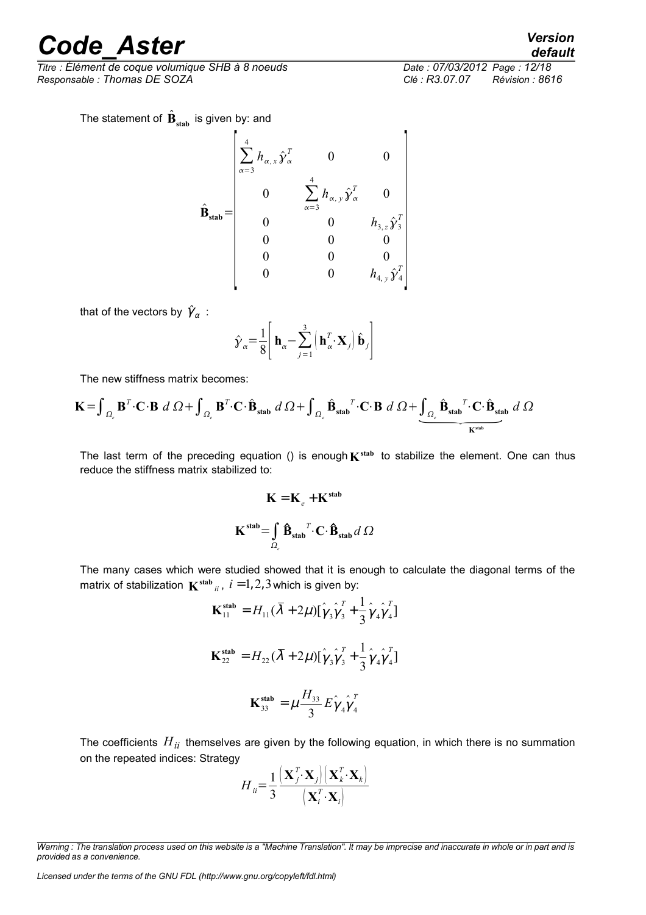The statement of $\hat{\mathbf{B}}_{\mathbf{stab}}$ is given by: and

$$\hat{\mathbf{B}}_{\mathbf{stab}}=\begin{bmatrix} \sum_{\alpha=3}^{4} h_{\alpha,x}\hat{\gamma}_{\alpha}^{T} & 0 & 0 \\ 0 & \sum_{\alpha=3}^{4} h_{\alpha,y}\hat{\gamma}_{\alpha}^{T} & 0 \\ 0 & 0 & h_{3,z}\hat{\gamma}_{3}^{T} \\ 0 & 0 & 0 \\ 0 & 0 & 0 \\ 0 & 0 & h_{4,y}\hat{\gamma}_{4}^{T} \end{bmatrix}$$

that of the vectors by $\hat{\gamma}_{\alpha}$ :

$$\hat{\gamma}_{\alpha}=\frac{1}{8}\left[\mathbf{h}_{\alpha}-\sum_{j=1}^{3}\left(\mathbf{h}_{\alpha}^{T}\cdot\mathbf{X}_{j}\right)\hat{\mathbf{b}}_{j}\right]$$

The new stiffness matrix becomes:

$$\mathbf{K}=\int_{\Omega_e}\mathbf{B}^{T}\cdot\mathbf{C}\cdot\mathbf{B}\;d\,\Omega+\int_{\Omega_e}\mathbf{B}^{T}\cdot\mathbf{C}\cdot\hat{\mathbf{B}}_{\mathbf{stab}}\;d\,\Omega+\int_{\Omega_e}\hat{\mathbf{B}}_{\mathbf{stab}}{}^{T}\cdot\mathbf{C}\cdot\mathbf{B}\;d\,\Omega+\underbrace{\int_{\Omega_e}\hat{\mathbf{B}}_{\mathbf{stab}}{}^{T}\cdot\mathbf{C}\cdot\hat{\mathbf{B}}_{\mathbf{stab}}}_{\mathbf{K}^{\mathbf{stab}}}\;d\,\Omega$$

The last term of the preceding equation () is enough $\mathbf{K}^{\mathbf{stab}}$ to stabilize the element. One can thus reduce the stiffness matrix stabilized to:

$$\mathbf{K}=\mathbf{K}_{e}+\mathbf{K}^{\mathbf{stab}}$$

$$\mathbf{K}^{\mathbf{stab}}=\int_{\Omega_e}\hat{\mathbf{B}}_{\mathbf{stab}}{}^{T}\cdot\mathbf{C}\cdot\hat{\mathbf{B}}_{\mathbf{stab}}\,d\,\Omega$$

The many cases which were studied showed that it is enough to calculate the diagonal terms of the matrix of stabilization $\mathbf{K}^{\mathbf{stab}}{}_{ii}$, $i=1,2,3$ which is given by:

$$\mathbf{K}_{11}^{\mathbf{stab}}=H_{11}(\bar{\lambda}+2\mu)[\hat{\gamma}_{3}\hat{\gamma}_{3}^{T}+\frac{1}{3}\hat{\gamma}_{4}\hat{\gamma}_{4}^{T}]$$

$$\mathbf{K}_{22}^{\mathbf{stab}}=H_{22}(\bar{\lambda}+2\mu)[\hat{\gamma}_{3}\hat{\gamma}_{3}^{T}+\frac{1}{3}\hat{\gamma}_{4}\hat{\gamma}_{4}^{T}]$$

$$\mathbf{K}_{33}^{\mathbf{stab}}=\mu\frac{H_{33}}{3}E\hat{\gamma}_{4}\hat{\gamma}_{4}^{T}$$

The coefficients $H_{ii}$ themselves are given by the following equation, in which there is no summation on the repeated indices: Strategy

$$H_{ii}=\frac{1}{3}\frac{\left(\mathbf{X}_{j}^{T}\cdot\mathbf{X}_{j}\right)\left(\mathbf{X}_{k}^{T}\cdot\mathbf{X}_{k}\right)}{\left(\mathbf{X}_{i}^{T}\cdot\mathbf{X}_{i}\right)}$$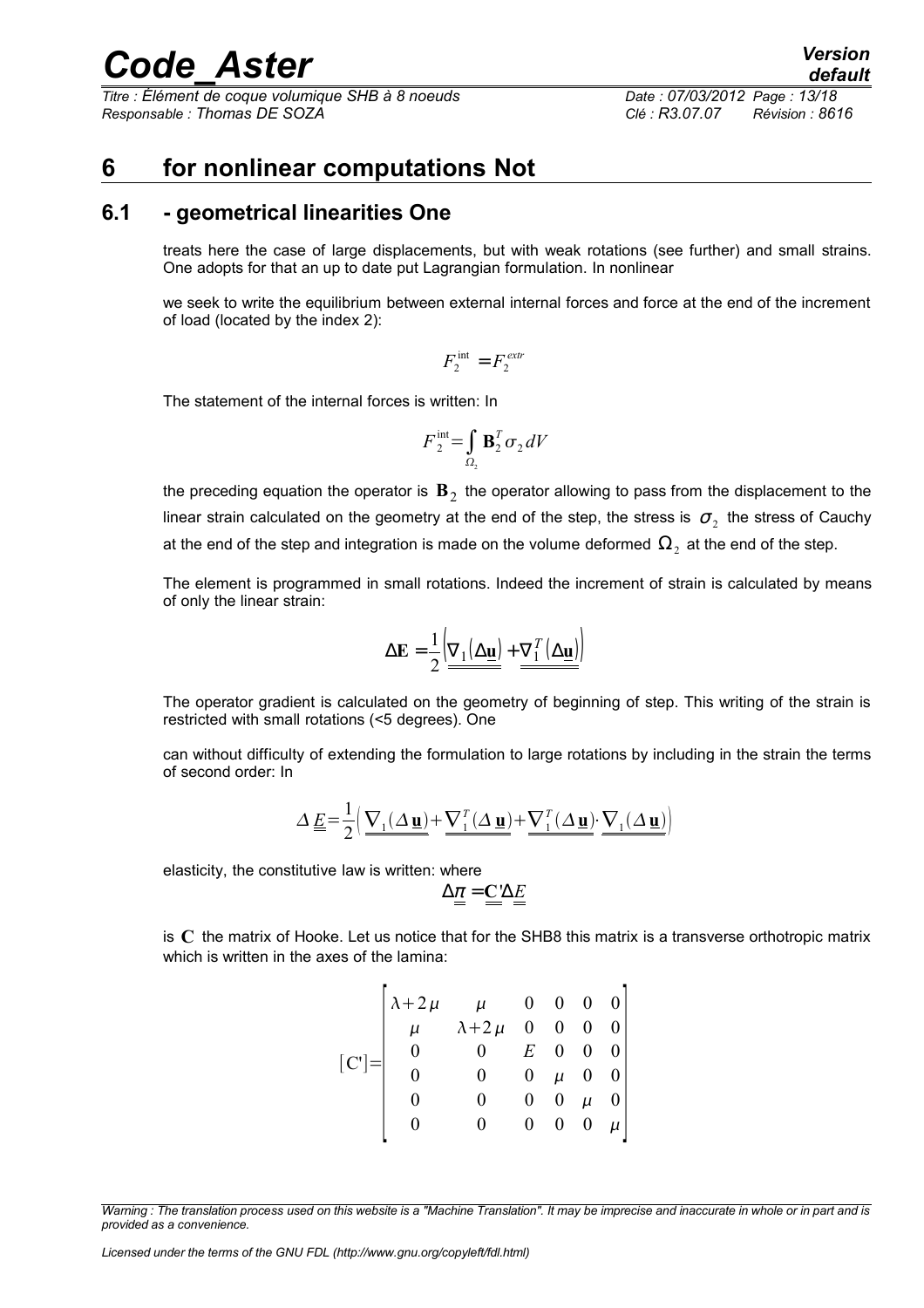# 6 for nonlinear computations Not

## 6.1 - geometrical linearities One

treats here the case of large displacements, but with weak rotations (see further) and small strains. One adopts for that an up to date put Lagrangian formulation. In nonlinear

we seek to write the equilibrium between external internal forces and force at the end of the increment of load (located by the index 2):

$$F_2^{\text{int}} = F_2^{extr}$$

The statement of the internal forces is written: In

$$F_2^{\text{int}} = \int_{\Omega_2} \mathbf{B}_2^T \sigma_2 \, dV$$

the preceding equation the operator is $\mathbf{B}_2$ the operator allowing to pass from the displacement to the linear strain calculated on the geometry at the end of the step, the stress is $\sigma_2$ the stress of Cauchy at the end of the step and integration is made on the volume deformed $\Omega_2$ at the end of the step.

The element is programmed in small rotations. Indeed the increment of strain is calculated by means of only the linear strain:

$$\Delta \mathbf{E} = \frac{1}{2}\left( \underline{\underline{\nabla_1(\Delta \underline{\mathbf{u}})}} + \underline{\underline{\nabla_1^T(\Delta \underline{\mathbf{u}})}} \right)$$

The operator gradient is calculated on the geometry of beginning of step. This writing of the strain is restricted with small rotations (<5 degrees). One

can without difficulty of extending the formulation to large rotations by including in the strain the terms of second order: In

$$\Delta \underline{\underline{E}} = \frac{1}{2}\left( \underline{\underline{\nabla_1(\Delta \underline{\mathbf{u}})}} + \underline{\underline{\nabla_1^T(\Delta \underline{\mathbf{u}})}} + \underline{\underline{\nabla_1^T(\Delta \underline{\mathbf{u}})}} \cdot \underline{\underline{\nabla_1(\Delta \underline{\mathbf{u}})}} \right)$$

elasticity, the constitutive law is written: where

$$\Delta \underline{\underline{\pi}} = \underline{\underline{\mathbf{C}}}' \Delta \underline{\underline{E}}$$

is $\mathbf{C}$ the matrix of Hooke. Let us notice that for the SHB8 this matrix is a transverse orthotropic matrix which is written in the axes of the lamina:

$$[\mathrm{C}'] = \begin{bmatrix} \lambda + 2\mu & \mu & 0 & 0 & 0 & 0 \\ \mu & \lambda + 2\mu & 0 & 0 & 0 & 0 \\ 0 & 0 & E & 0 & 0 & 0 \\ 0 & 0 & 0 & \mu & 0 & 0 \\ 0 & 0 & 0 & 0 & \mu & 0 \\ 0 & 0 & 0 & 0 & 0 & \mu \end{bmatrix}$$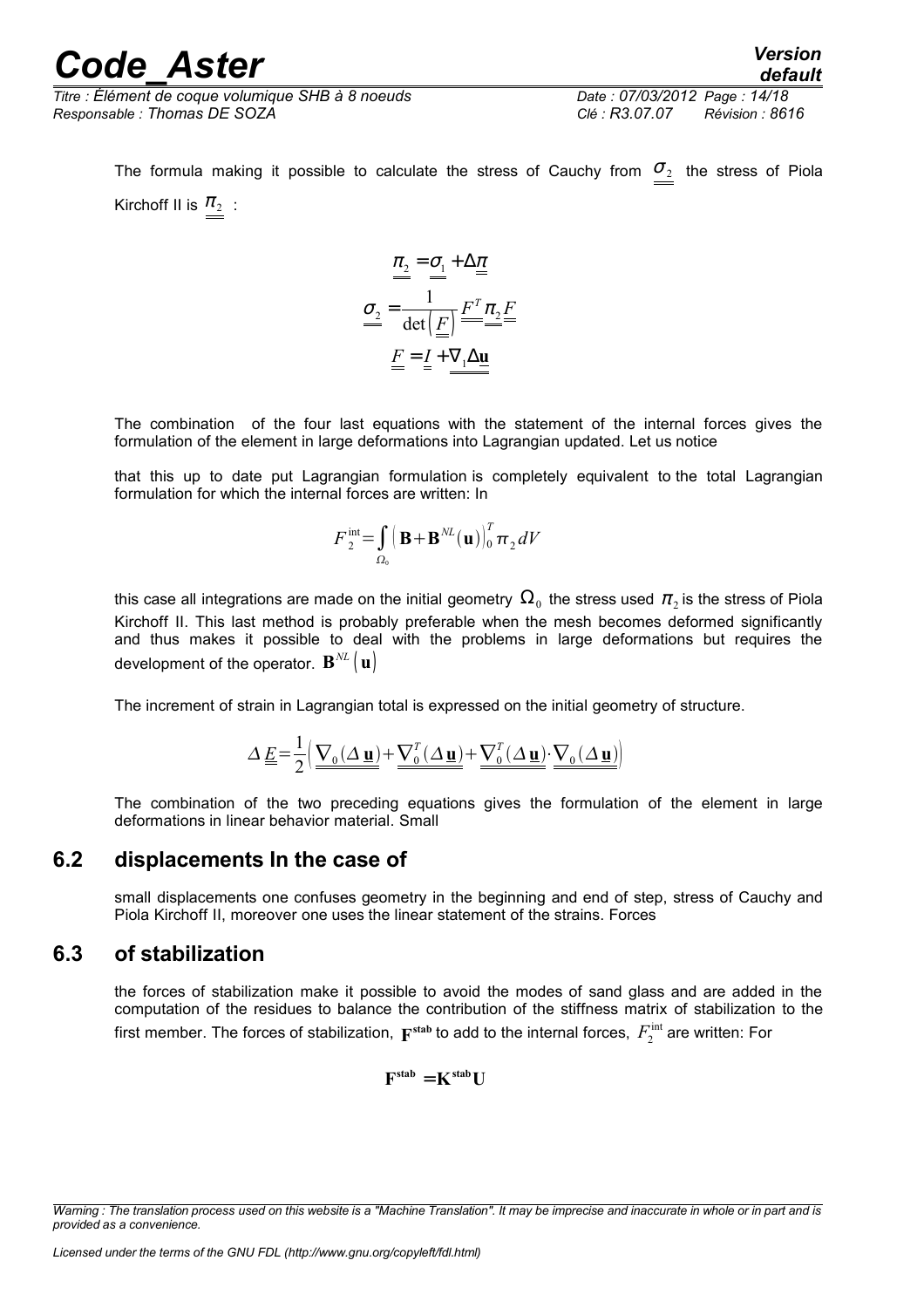The formula making it possible to calculate the stress of Cauchy from $\underline{\underline{\sigma_2}}$ the stress of Piola Kirchoff II is $\underline{\underline{\pi_2}}$ :

$$\underline{\underline{\pi_2}} = \underline{\underline{\sigma_1}} + \Delta \underline{\underline{\pi}}$$

$$\underline{\underline{\sigma_2}} = \frac{1}{\det\left(\underline{\underline{F}}\right)} \underline{\underline{F^T}} \underline{\underline{\pi_2}} \underline{\underline{F}}$$

$$\underline{\underline{F}} = \underline{\underline{I}} + \underline{\underline{\nabla_1 \Delta \mathbf{u}}}$$

The combination of the four last equations with the statement of the internal forces gives the formulation of the element in large deformations into Lagrangian updated. Let us notice

that this up to date put Lagrangian formulation is completely equivalent to the total Lagrangian formulation for which the internal forces are written: In

$$F_2^{\text{int}} = \int_{\Omega_0} \left( \mathbf{B} + \mathbf{B}^{NL}(\mathbf{u}) \right)_0^T \pi_2 \, dV$$

this case all integrations are made on the initial geometry $\Omega_0$ the stress used $\pi_2$ is the stress of Piola Kirchoff II. This last method is probably preferable when the mesh becomes deformed significantly and thus makes it possible to deal with the problems in large deformations but requires the development of the operator. $\mathbf{B}^{NL}(\mathbf{u})$

The increment of strain in Lagrangian total is expressed on the initial geometry of structure.

$$\Delta \underline{\underline{E}} = \frac{1}{2} \left( \underline{\underline{\nabla_0 (\Delta \underline{\mathbf{u}})}} + \underline{\underline{\nabla_0^T (\Delta \underline{\mathbf{u}})}} + \underline{\underline{\nabla_0^T (\Delta \underline{\mathbf{u}})}} \cdot \underline{\underline{\nabla_0 (\Delta \underline{\mathbf{u}})}} \right)$$

The combination of the two preceding equations gives the formulation of the element in large deformations in linear behavior material. Small

## 6.2 displacements In the case of

small displacements one confuses geometry in the beginning and end of step, stress of Cauchy and Piola Kirchoff II, moreover one uses the linear statement of the strains. Forces

## 6.3 of stabilization

the forces of stabilization make it possible to avoid the modes of sand glass and are added in the computation of the residues to balance the contribution of the stiffness matrix of stabilization to the first member. The forces of stabilization, $\mathbf{F}^{\mathbf{stab}}$ to add to the internal forces, $F_2^{\text{int}}$ are written: For

$$\mathbf{F}^{\mathbf{stab}} = \mathbf{K}^{\mathbf{stab}} \mathbf{U}$$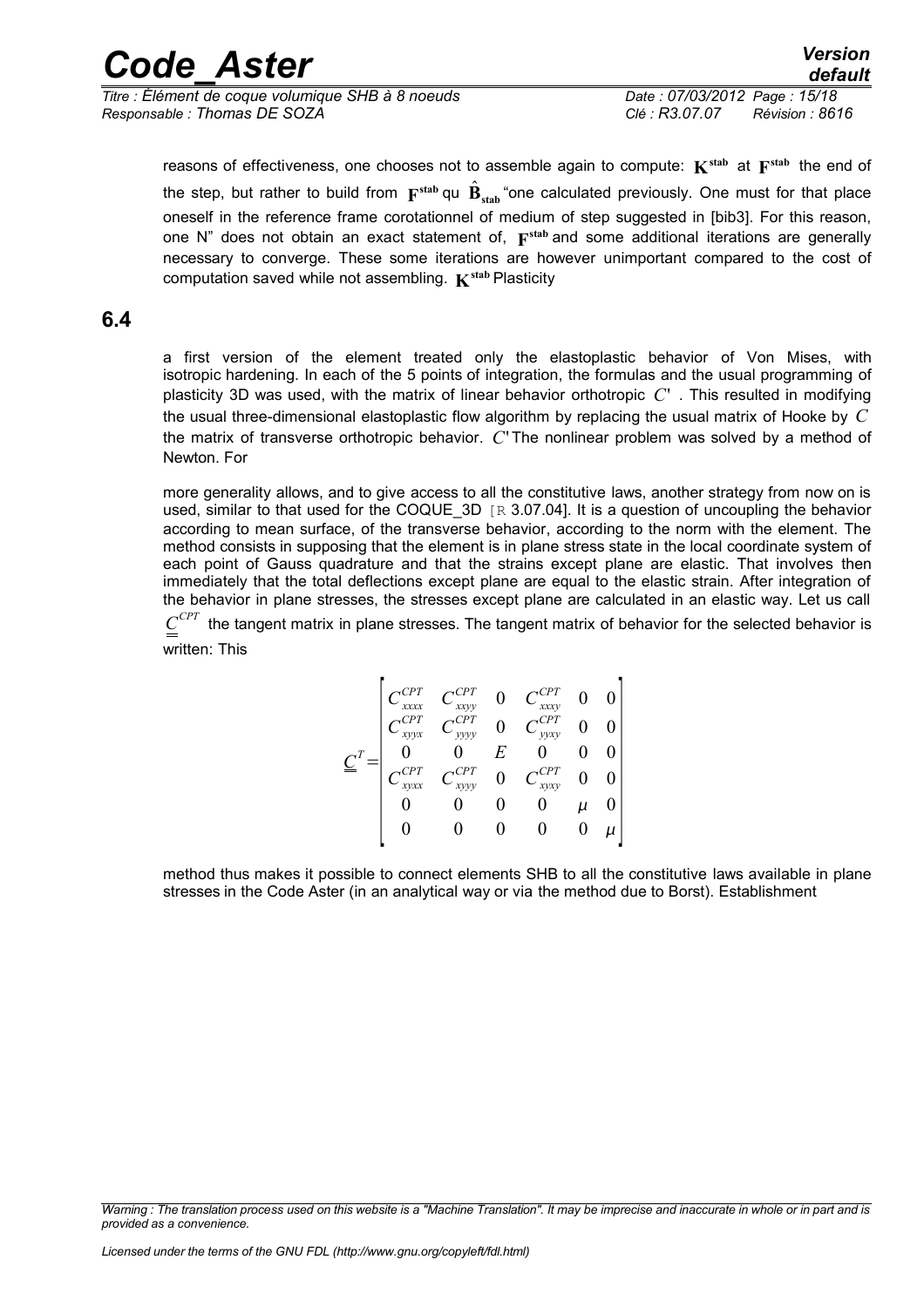reasons of effectiveness, one chooses not to assemble again to compute: $\mathbf{K}^{\mathbf{stab}}$ at $\mathbf{F}^{\mathbf{stab}}$ the end of the step, but rather to build from $\mathbf{F}^{\mathbf{stab}}$ qu $\hat{\mathbf{B}}_{\mathbf{stab}}$ "one calculated previously. One must for that place oneself in the reference frame corotationnel of medium of step suggested in [bib3]. For this reason, one N" does not obtain an exact statement of, $\mathbf{F}^{\mathbf{stab}}$ and some additional iterations are generally necessary to converge. These some iterations are however unimportant compared to the cost of computation saved while not assembling. $\mathbf{K}^{\mathbf{stab}}$ Plasticity

## 6.4

a first version of the element treated only the elastoplastic behavior of Von Mises, with isotropic hardening. In each of the 5 points of integration, the formulas and the usual programming of plasticity 3D was used, with the matrix of linear behavior orthotropic $C'$ . This resulted in modifying the usual three-dimensional elastoplastic flow algorithm by replacing the usual matrix of Hooke by $C$ the matrix of transverse orthotropic behavior. $C'$ The nonlinear problem was solved by a method of Newton. For

more generality allows, and to give access to all the constitutive laws, another strategy from now on is used, similar to that used for the COQUE_3D [R 3.07.04]. It is a question of uncoupling the behavior according to mean surface, of the transverse behavior, according to the norm with the element. The method consists in supposing that the element is in plane stress state in the local coordinate system of each point of Gauss quadrature and that the strains except plane are elastic. That involves then immediately that the total deflections except plane are equal to the elastic strain. After integration of the behavior in plane stresses, the stresses except plane are calculated in an elastic way. Let us call $\underline{\underline{C}}^{CPT}$ the tangent matrix in plane stresses. The tangent matrix of behavior for the selected behavior is written: This

$$
\underline{\underline{C}}^{T}=\begin{bmatrix}
C^{CPT}_{xxxx} & C^{CPT}_{xxyy} & 0 & C^{CPT}_{xxxy} & 0 & 0\\
C^{CPT}_{xyyx} & C^{CPT}_{yyyy} & 0 & C^{CPT}_{yyxy} & 0 & 0\\
0 & 0 & E & 0 & 0 & 0\\
C^{CPT}_{xyxx} & C^{CPT}_{xyyy} & 0 & C^{CPT}_{xyxy} & 0 & 0\\
0 & 0 & 0 & 0 & \mu & 0\\
0 & 0 & 0 & 0 & 0 & \mu
\end{bmatrix}
$$

method thus makes it possible to connect elements SHB to all the constitutive laws available in plane stresses in the Code Aster (in an analytical way or via the method due to Borst). Establishment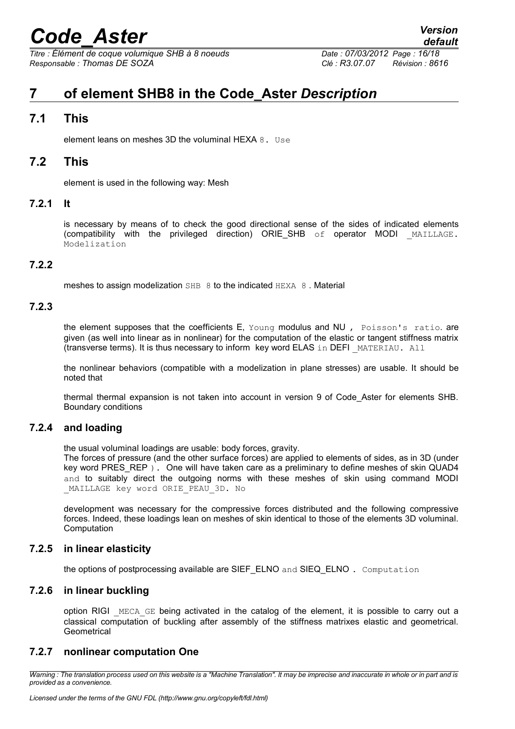# 7 of element SHB8 in the Code_Aster *Description*

## 7.1 This

element leans on meshes 3D the voluminal HEXA 8. Use

## 7.2 This

element is used in the following way: Mesh

### 7.2.1 It

is necessary by means of to check the good directional sense of the sides of indicated elements (compatibility with the privileged direction) ORIE_SHB of operator MODI _MAILLAGE. Modelization

### 7.2.2

meshes to assign modelization SHB 8 to the indicated HEXA 8 . Material

### 7.2.3

the element supposes that the coefficients E, Young modulus and NU , Poisson's ratio. are given (as well into linear as in nonlinear) for the computation of the elastic or tangent stiffness matrix (transverse terms). It is thus necessary to inform key word ELAS in DEFI _MATERIAU. All

the nonlinear behaviors (compatible with a modelization in plane stresses) are usable. It should be noted that

thermal thermal expansion is not taken into account in version 9 of Code_Aster for elements SHB. Boundary conditions

### 7.2.4 and loading

the usual voluminal loadings are usable: body forces, gravity.
The forces of pressure (and the other surface forces) are applied to elements of sides, as in 3D (under key word PRES_REP ). One will have taken care as a preliminary to define meshes of skin QUAD4 and to suitably direct the outgoing norms with these meshes of skin using command MODI _MAILLAGE key word ORIE_PEAU_3D. No

development was necessary for the compressive forces distributed and the following compressive forces. Indeed, these loadings lean on meshes of skin identical to those of the elements 3D voluminal. Computation

### 7.2.5 in linear elasticity

the options of postprocessing available are SIEF_ELNO and SIEQ_ELNO . Computation

### 7.2.6 in linear buckling

option RIGI _MECA_GE being activated in the catalog of the element, it is possible to carry out a classical computation of buckling after assembly of the stiffness matrixes elastic and geometrical. Geometrical

### 7.2.7 nonlinear computation One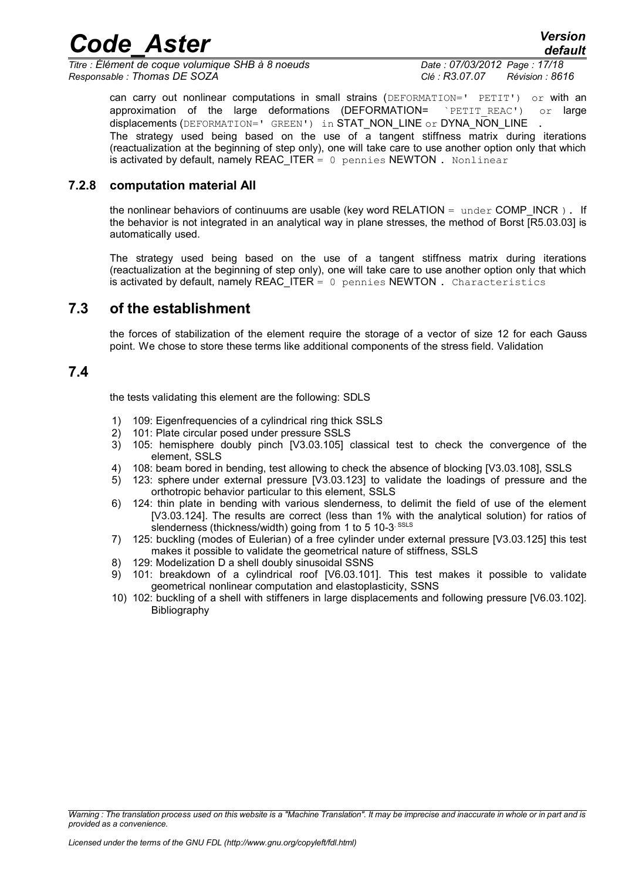can carry out nonlinear computations in small strains (DEFORMATION=' PETIT') or with an approximation of the large deformations (DEFORMATION= `PETIT_REAC') or large displacements (DEFORMATION=' GREEN') in STAT_NON_LINE or DYNA_NON_LINE .
The strategy used being based on the use of a tangent stiffness matrix during iterations (reactualization at the beginning of step only), one will take care to use another option only that which is activated by default, namely REAC_ITER = 0 pennies NEWTON . Nonlinear

### 7.2.8 computation material All

the nonlinear behaviors of continuums are usable (key word RELATION = under COMP_INCR ). If the behavior is not integrated in an analytical way in plane stresses, the method of Borst [R5.03.03] is automatically used.

The strategy used being based on the use of a tangent stiffness matrix during iterations (reactualization at the beginning of step only), one will take care to use another option only that which is activated by default, namely REAC_ITER = 0 pennies NEWTON . Characteristics

## 7.3 of the establishment

the forces of stabilization of the element require the storage of a vector of size 12 for each Gauss point. We chose to store these terms like additional components of the stress field. Validation

## 7.4

the tests validating this element are the following: SDLS

1) 109: Eigenfrequencies of a cylindrical ring thick SSLS
2) 101: Plate circular posed under pressure SSLS
3) 105: hemisphere doubly pinch [V3.03.105] classical test to check the convergence of the element, SSLS
4) 108: beam bored in bending, test allowing to check the absence of blocking [V3.03.108], SSLS
5) 123: sphere under external pressure [V3.03.123] to validate the loadings of pressure and the orthotropic behavior particular to this element, SSLS
6) 124: thin plate in bending with various slenderness, to delimit the field of use of the element [V3.03.124]. The results are correct (less than 1% with the analytical solution) for ratios of slenderness (thickness/width) going from 1 to 5 10-3, SSLS
7) 125: buckling (modes of Eulerian) of a free cylinder under external pressure [V3.03.125] this test makes it possible to validate the geometrical nature of stiffness, SSLS
8) 129: Modelization D a shell doubly sinusoidal SSNS
9) 101: breakdown of a cylindrical roof [V6.03.101]. This test makes it possible to validate geometrical nonlinear computation and elastoplasticity, SSNS
10) 102: buckling of a shell with stiffeners in large displacements and following pressure [V6.03.102]. Bibliography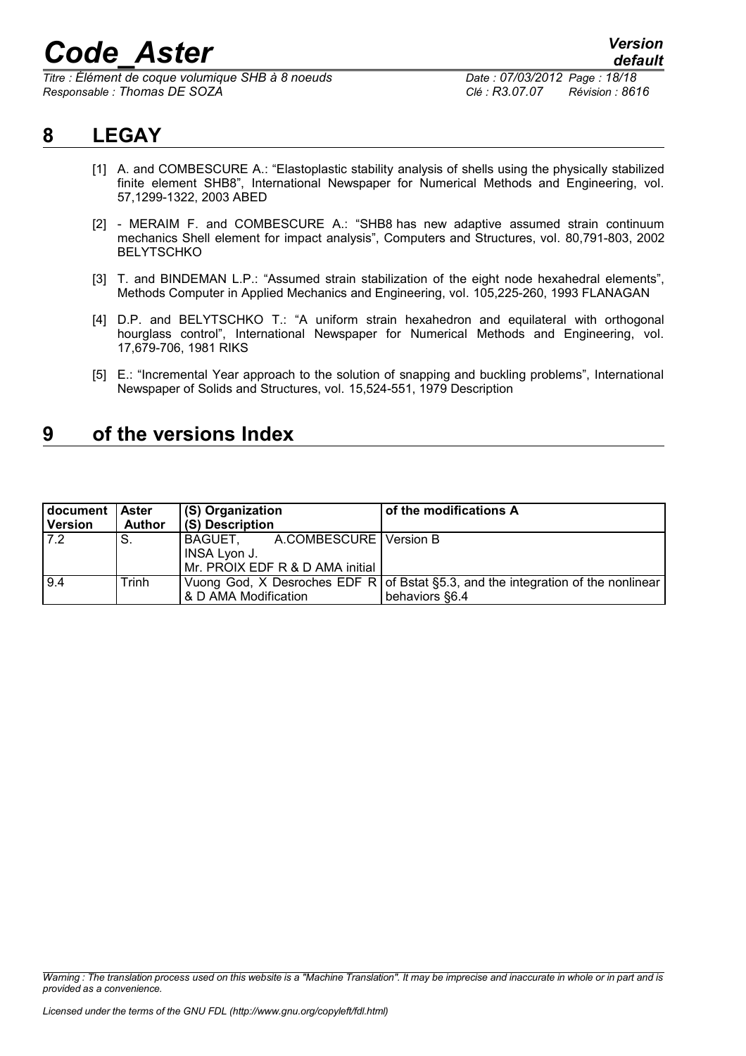## 8 LEGAY

[1] A. and COMBESCURE A.: "Elastoplastic stability analysis of shells using the physically stabilized finite element SHB8", International Newspaper for Numerical Methods and Engineering, vol. 57,1299-1322, 2003 ABED

[2] - MERAIM F. and COMBESCURE A.: "SHB8 has new adaptive assumed strain continuum mechanics Shell element for impact analysis", Computers and Structures, vol. 80,791-803, 2002 BELYTSCHKO

[3] T. and BINDEMAN L.P.: "Assumed strain stabilization of the eight node hexahedral elements", Methods Computer in Applied Mechanics and Engineering, vol. 105,225-260, 1993 FLANAGAN

[4] D.P. and BELYTSCHKO T.: "A uniform strain hexahedron and equilateral with orthogonal hourglass control", International Newspaper for Numerical Methods and Engineering, vol. 17,679-706, 1981 RIKS

[5] E.: "Incremental Year approach to the solution of snapping and buckling problems", International Newspaper of Solids and Structures, vol. 15,524-551, 1979 Description

## 9 of the versions Index

| document Version | Aster Author | (S) Organization (S) Description | of the modifications A |
|---|---|---|---|
| 7.2 | S. | BAGUET, A.COMBESCURE INSA Lyon J. Mr. PROIX EDF R & D AMA initial | Version B |
| 9.4 | Trinh | Vuong God, X Desroches EDF R & D AMA Modification | of Bstat §5.3, and the integration of the nonlinear behaviors §6.4 |